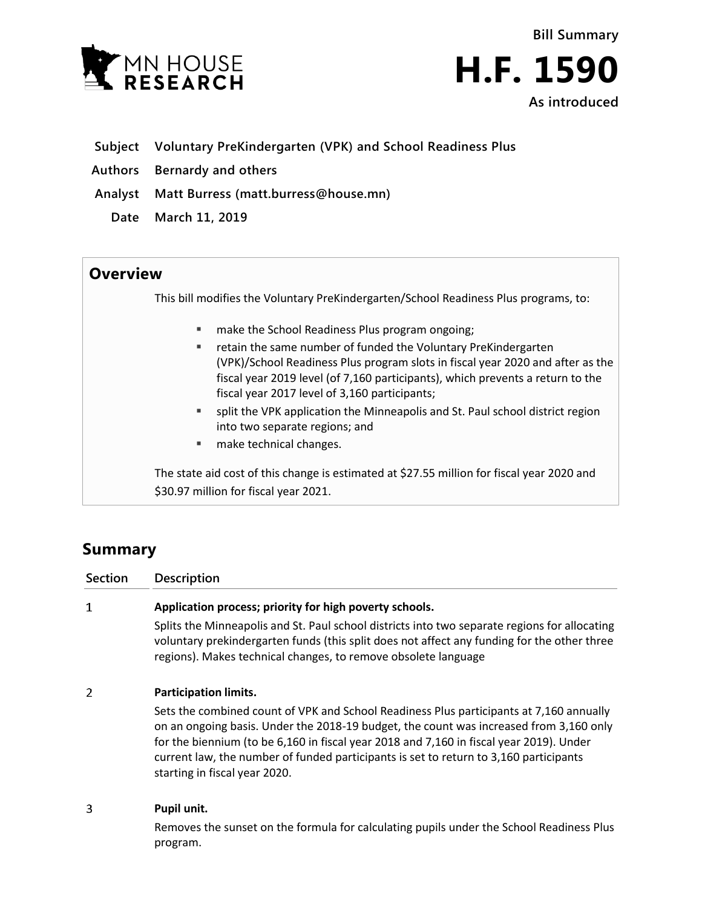MN HOUSE RESEARCH

Bill Summary

# H.F. 1590

As introduced

**Subject** Voluntary PreKindergarten (VPK) and School Readiness Plus

**Authors** Bernardy and others

**Analyst** Matt Burress (matt.burress@house.mn)

**Date** March 11, 2019

## Overview

This bill modifies the Voluntary PreKindergarten/School Readiness Plus programs, to:

- make the School Readiness Plus program ongoing;
- retain the same number of funded the Voluntary PreKindergarten (VPK)/School Readiness Plus program slots in fiscal year 2020 and after as the fiscal year 2019 level (of 7,160 participants), which prevents a return to the fiscal year 2017 level of 3,160 participants;
- split the VPK application the Minneapolis and St. Paul school district region into two separate regions; and
- make technical changes.

The state aid cost of this change is estimated at $27.55 million for fiscal year 2020 and $30.97 million for fiscal year 2021.

## Summary

| Section | Description |
|---|---|
| 1 | **Application process; priority for high poverty schools.** Splits the Minneapolis and St. Paul school districts into two separate regions for allocating voluntary prekindergarten funds (this split does not affect any funding for the other three regions). Makes technical changes, to remove obsolete language |
| 2 | **Participation limits.** Sets the combined count of VPK and School Readiness Plus participants at 7,160 annually on an ongoing basis. Under the 2018-19 budget, the count was increased from 3,160 only for the biennium (to be 6,160 in fiscal year 2018 and 7,160 in fiscal year 2019). Under current law, the number of funded participants is set to return to 3,160 participants starting in fiscal year 2020. |
| 3 | **Pupil unit.** Removes the sunset on the formula for calculating pupils under the School Readiness Plus program. |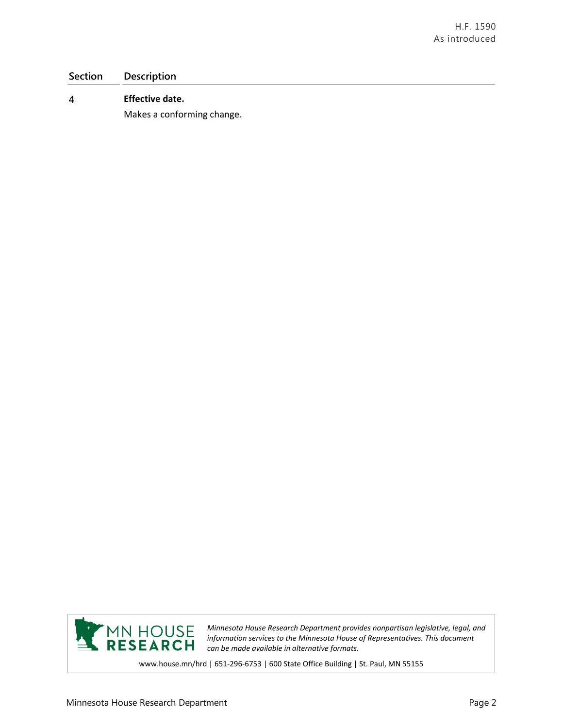| Section | Description |
|---|---|
| 4 | **Effective date.**<br>Makes a conforming change. |

*Minnesota House Research Department provides nonpartisan legislative, legal, and information services to the Minnesota House of Representatives. This document can be made available in alternative formats.*

www.house.mn/hrd | 651-296-6753 | 600 State Office Building | St. Paul, MN 55155